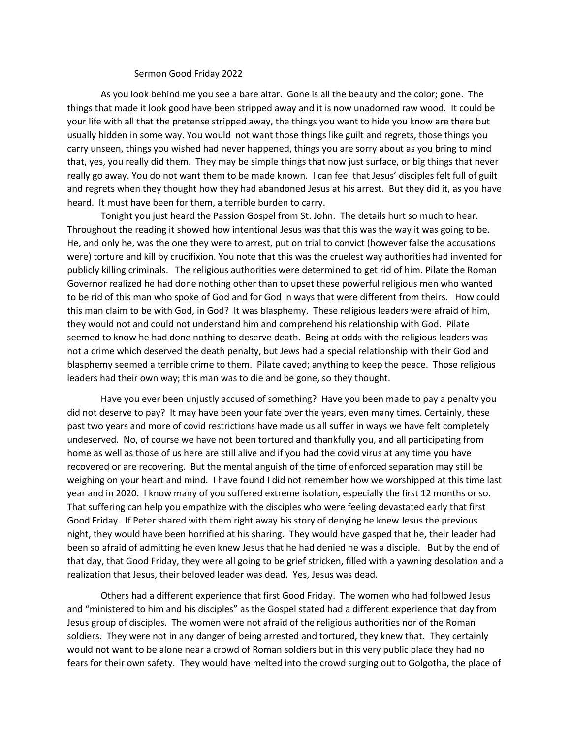# Sermon Good Friday 2022

As you look behind me you see a bare altar. Gone is all the beauty and the color; gone. The things that made it look good have been stripped away and it is now unadorned raw wood. It could be your life with all that the pretense stripped away, the things you want to hide you know are there but usually hidden in some way. You would not want those things like guilt and regrets, those things you carry unseen, things you wished had never happened, things you are sorry about as you bring to mind that, yes, you really did them. They may be simple things that now just surface, or big things that never really go away. You do not want them to be made known. I can feel that Jesus' disciples felt full of guilt and regrets when they thought how they had abandoned Jesus at his arrest. But they did it, as you have heard. It must have been for them, a terrible burden to carry.

Tonight you just heard the Passion Gospel from St. John. The details hurt so much to hear. Throughout the reading it showed how intentional Jesus was that this was the way it was going to be. He, and only he, was the one they were to arrest, put on trial to convict (however false the accusations were) torture and kill by crucifixion. You note that this was the cruelest way authorities had invented for publicly killing criminals. The religious authorities were determined to get rid of him. Pilate the Roman Governor realized he had done nothing other than to upset these powerful religious men who wanted to be rid of this man who spoke of God and for God in ways that were different from theirs. How could this man claim to be with God, in God? It was blasphemy. These religious leaders were afraid of him, they would not and could not understand him and comprehend his relationship with God. Pilate seemed to know he had done nothing to deserve death. Being at odds with the religious leaders was not a crime which deserved the death penalty, but Jews had a special relationship with their God and blasphemy seemed a terrible crime to them. Pilate caved; anything to keep the peace. Those religious leaders had their own way; this man was to die and be gone, so they thought.

Have you ever been unjustly accused of something? Have you been made to pay a penalty you did not deserve to pay? It may have been your fate over the years, even many times. Certainly, these past two years and more of covid restrictions have made us all suffer in ways we have felt completely undeserved. No, of course we have not been tortured and thankfully you, and all participating from home as well as those of us here are still alive and if you had the covid virus at any time you have recovered or are recovering. But the mental anguish of the time of enforced separation may still be weighing on your heart and mind. I have found I did not remember how we worshipped at this time last year and in 2020. I know many of you suffered extreme isolation, especially the first 12 months or so. That suffering can help you empathize with the disciples who were feeling devastated early that first Good Friday. If Peter shared with them right away his story of denying he knew Jesus the previous night, they would have been horrified at his sharing. They would have gasped that he, their leader had been so afraid of admitting he even knew Jesus that he had denied he was a disciple. But by the end of that day, that Good Friday, they were all going to be grief stricken, filled with a yawning desolation and a realization that Jesus, their beloved leader was dead. Yes, Jesus was dead.

Others had a different experience that first Good Friday. The women who had followed Jesus and "ministered to him and his disciples" as the Gospel stated had a different experience that day from Jesus group of disciples. The women were not afraid of the religious authorities nor of the Roman soldiers. They were not in any danger of being arrested and tortured, they knew that. They certainly would not want to be alone near a crowd of Roman soldiers but in this very public place they had no fears for their own safety. They would have melted into the crowd surging out to Golgotha, the place of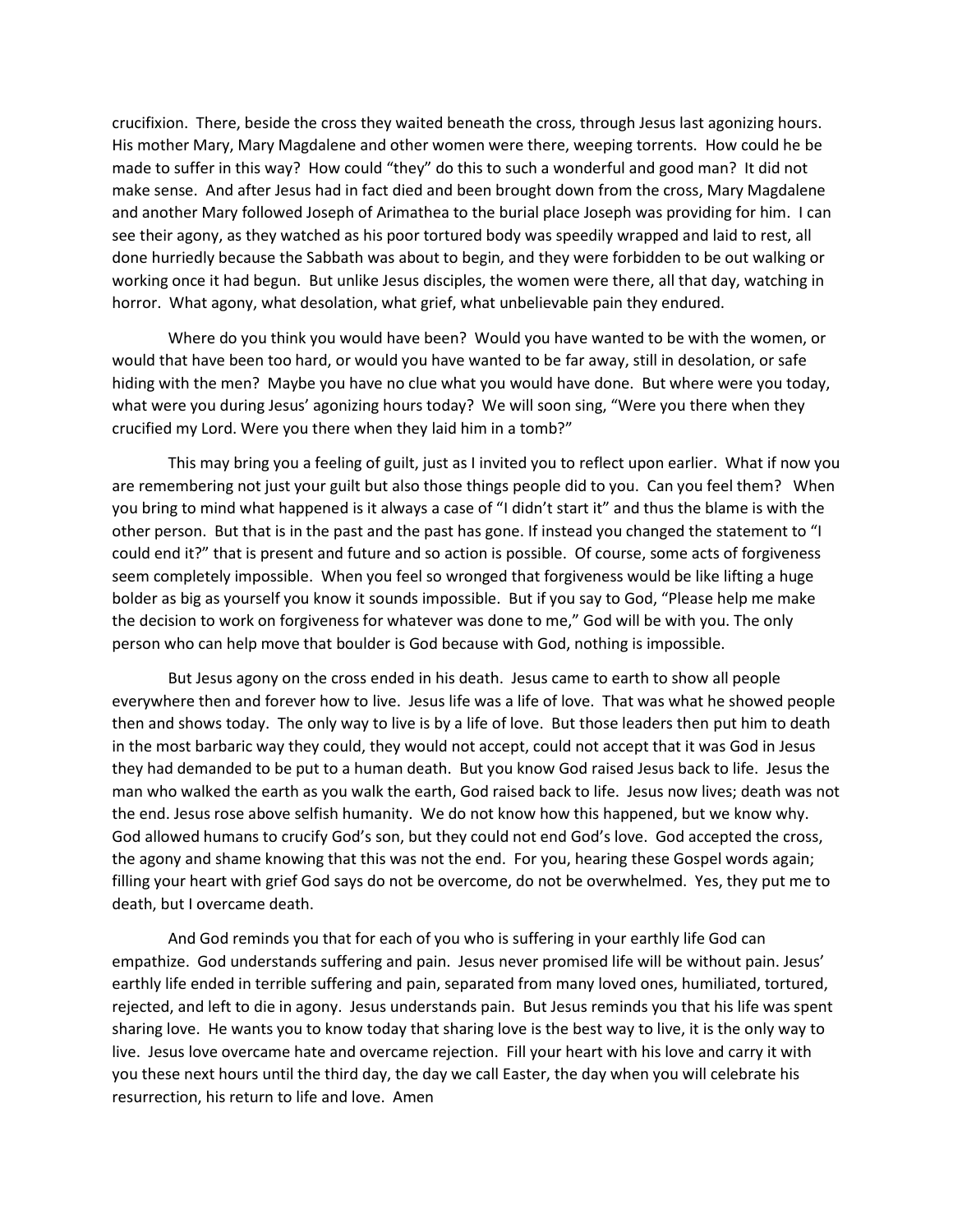crucifixion. There, beside the cross they waited beneath the cross, through Jesus last agonizing hours. His mother Mary, Mary Magdalene and other women were there, weeping torrents. How could he be made to suffer in this way? How could "they" do this to such a wonderful and good man? It did not make sense. And after Jesus had in fact died and been brought down from the cross, Mary Magdalene and another Mary followed Joseph of Arimathea to the burial place Joseph was providing for him. I can see their agony, as they watched as his poor tortured body was speedily wrapped and laid to rest, all done hurriedly because the Sabbath was about to begin, and they were forbidden to be out walking or working once it had begun. But unlike Jesus disciples, the women were there, all that day, watching in horror. What agony, what desolation, what grief, what unbelievable pain they endured.

Where do you think you would have been? Would you have wanted to be with the women, or would that have been too hard, or would you have wanted to be far away, still in desolation, or safe hiding with the men? Maybe you have no clue what you would have done. But where were you today, what were you during Jesus' agonizing hours today? We will soon sing, "Were you there when they crucified my Lord. Were you there when they laid him in a tomb?"

This may bring you a feeling of guilt, just as I invited you to reflect upon earlier. What if now you are remembering not just your guilt but also those things people did to you. Can you feel them? When you bring to mind what happened is it always a case of "I didn't start it" and thus the blame is with the other person. But that is in the past and the past has gone. If instead you changed the statement to "I could end it?" that is present and future and so action is possible. Of course, some acts of forgiveness seem completely impossible. When you feel so wronged that forgiveness would be like lifting a huge bolder as big as yourself you know it sounds impossible. But if you say to God, "Please help me make the decision to work on forgiveness for whatever was done to me," God will be with you. The only person who can help move that boulder is God because with God, nothing is impossible.

But Jesus agony on the cross ended in his death. Jesus came to earth to show all people everywhere then and forever how to live. Jesus life was a life of love. That was what he showed people then and shows today. The only way to live is by a life of love. But those leaders then put him to death in the most barbaric way they could, they would not accept, could not accept that it was God in Jesus they had demanded to be put to a human death. But you know God raised Jesus back to life. Jesus the man who walked the earth as you walk the earth, God raised back to life. Jesus now lives; death was not the end. Jesus rose above selfish humanity. We do not know how this happened, but we know why. God allowed humans to crucify God's son, but they could not end God's love. God accepted the cross, the agony and shame knowing that this was not the end. For you, hearing these Gospel words again; filling your heart with grief God says do not be overcome, do not be overwhelmed. Yes, they put me to death, but I overcame death.

And God reminds you that for each of you who is suffering in your earthly life God can empathize. God understands suffering and pain. Jesus never promised life will be without pain. Jesus' earthly life ended in terrible suffering and pain, separated from many loved ones, humiliated, tortured, rejected, and left to die in agony. Jesus understands pain. But Jesus reminds you that his life was spent sharing love. He wants you to know today that sharing love is the best way to live, it is the only way to live. Jesus love overcame hate and overcame rejection. Fill your heart with his love and carry it with you these next hours until the third day, the day we call Easter, the day when you will celebrate his resurrection, his return to life and love. Amen